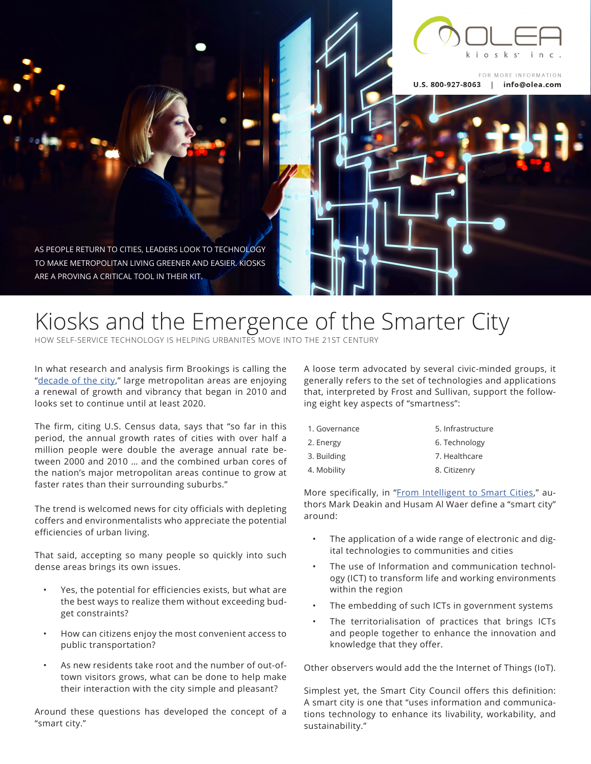OLEA kiosks inc.

FOR MORE INFORMATION
**U.S. 800-927-8063 | info@olea.com**

AS PEOPLE RETURN TO CITIES, LEADERS LOOK TO TECHNOLOGY TO MAKE METROPOLITAN LIVING GREENER AND EASIER. KIOSKS ARE A PROVING A CRITICAL TOOL IN THEIR KIT.

# Kiosks and the Emergence of the Smarter City

HOW SELF-SERVICE TECHNOLOGY IS HELPING URBANITES MOVE INTO THE 21ST CENTURY

In what research and analysis firm Brookings is calling the "decade of the city," large metropolitan areas are enjoying a renewal of growth and vibrancy that began in 2010 and looks set to continue until at least 2020.

The firm, citing U.S. Census data, says that "so far in this period, the annual growth rates of cities with over half a million people were double the average annual rate between 2000 and 2010 … and the combined urban cores of the nation's major metropolitan areas continue to grow at faster rates than their surrounding suburbs."

The trend is welcomed news for city officials with depleting coffers and environmentalists who appreciate the potential efficiencies of urban living.

That said, accepting so many people so quickly into such dense areas brings its own issues.

- Yes, the potential for efficiencies exists, but what are the best ways to realize them without exceeding budget constraints?
- How can citizens enjoy the most convenient access to public transportation?
- As new residents take root and the number of out-of-town visitors grows, what can be done to help make their interaction with the city simple and pleasant?

Around these questions has developed the concept of a "smart city."

A loose term advocated by several civic-minded groups, it generally refers to the set of technologies and applications that, interpreted by Frost and Sullivan, support the following eight key aspects of "smartness":

1. Governance
2. Energy
3. Building
4. Mobility
5. Infrastructure
6. Technology
7. Healthcare
8. Citizenry

More specifically, in "From Intelligent to Smart Cities," authors Mark Deakin and Husam Al Waer define a "smart city" around:

- The application of a wide range of electronic and digital technologies to communities and cities
- The use of Information and communication technology (ICT) to transform life and working environments within the region
- The embedding of such ICTs in government systems
- The territorialisation of practices that brings ICTs and people together to enhance the innovation and knowledge that they offer.

Other observers would add the the Internet of Things (IoT).

Simplest yet, the Smart City Council offers this definition: A smart city is one that "uses information and communications technology to enhance its livability, workability, and sustainability."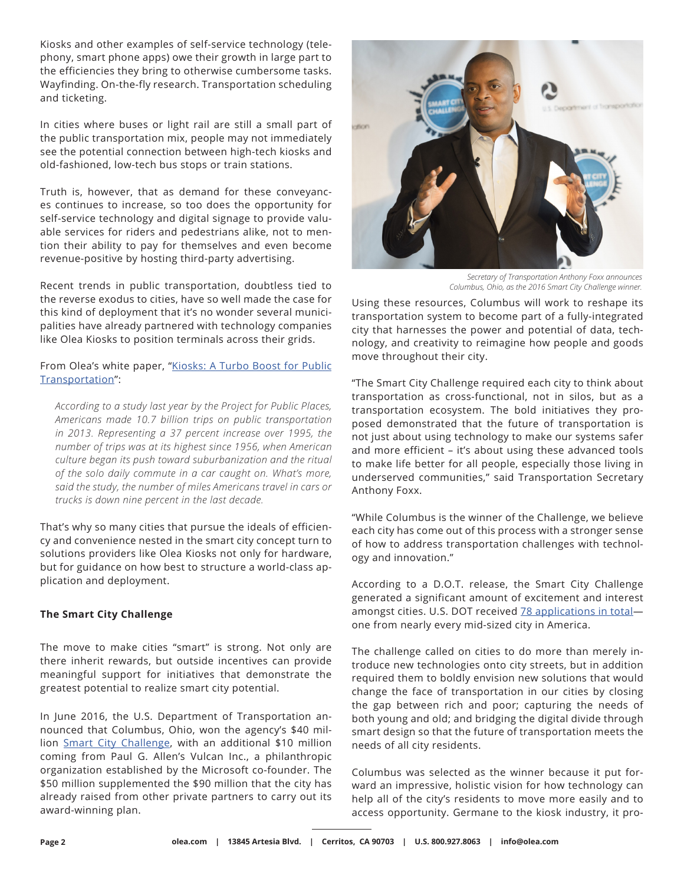Kiosks and other examples of self-service technology (telephony, smart phone apps) owe their growth in large part to the efficiencies they bring to otherwise cumbersome tasks. Wayfinding. On-the-fly research. Transportation scheduling and ticketing.

In cities where buses or light rail are still a small part of the public transportation mix, people may not immediately see the potential connection between high-tech kiosks and old-fashioned, low-tech bus stops or train stations.

Truth is, however, that as demand for these conveyances continues to increase, so too does the opportunity for self-service technology and digital signage to provide valuable services for riders and pedestrians alike, not to mention their ability to pay for themselves and even become revenue-positive by hosting third-party advertising.

Recent trends in public transportation, doubtless tied to the reverse exodus to cities, have so well made the case for this kind of deployment that it's no wonder several municipalities have already partnered with technology companies like Olea Kiosks to position terminals across their grids.

From Olea's white paper, "[Kiosks: A Turbo Boost for Public Transportation]":

> *According to a study last year by the Project for Public Places, Americans made 10.7 billion trips on public transportation in 2013. Representing a 37 percent increase over 1995, the number of trips was at its highest since 1956, when American culture began its push toward suburbanization and the ritual of the solo daily commute in a car caught on. What's more, said the study, the number of miles Americans travel in cars or trucks is down nine percent in the last decade.*

That's why so many cities that pursue the ideals of efficiency and convenience nested in the smart city concept turn to solutions providers like Olea Kiosks not only for hardware, but for guidance on how best to structure a world-class application and deployment.

**The Smart City Challenge**

The move to make cities "smart" is strong. Not only are there inherit rewards, but outside incentives can provide meaningful support for initiatives that demonstrate the greatest potential to realize smart city potential.

In June 2016, the U.S. Department of Transportation announced that Columbus, Ohio, won the agency's $40 million [Smart City Challenge], with an additional $10 million coming from Paul G. Allen's Vulcan Inc., a philanthropic organization established by the Microsoft co-founder. The $50 million supplemented the $90 million that the city has already raised from other private partners to carry out its award-winning plan.

*Secretary of Transportation Anthony Foxx announces Columbus, Ohio, as the 2016 Smart City Challenge winner.*

Using these resources, Columbus will work to reshape its transportation system to become part of a fully-integrated city that harnesses the power and potential of data, technology, and creativity to reimagine how people and goods move throughout their city.

"The Smart City Challenge required each city to think about transportation as cross-functional, not in silos, but as a transportation ecosystem. The bold initiatives they proposed demonstrated that the future of transportation is not just about using technology to make our systems safer and more efficient – it's about using these advanced tools to make life better for all people, especially those living in underserved communities," said Transportation Secretary Anthony Foxx.

"While Columbus is the winner of the Challenge, we believe each city has come out of this process with a stronger sense of how to address transportation challenges with technology and innovation."

According to a D.O.T. release, the Smart City Challenge generated a significant amount of excitement and interest amongst cities. U.S. DOT received [78 applications in total]—one from nearly every mid-sized city in America.

The challenge called on cities to do more than merely introduce new technologies onto city streets, but in addition required them to boldly envision new solutions that would change the face of transportation in our cities by closing the gap between rich and poor; capturing the needs of both young and old; and bridging the digital divide through smart design so that the future of transportation meets the needs of all city residents.

Columbus was selected as the winner because it put forward an impressive, holistic vision for how technology can help all of the city's residents to move more easily and to access opportunity. Germane to the kiosk industry, it pro-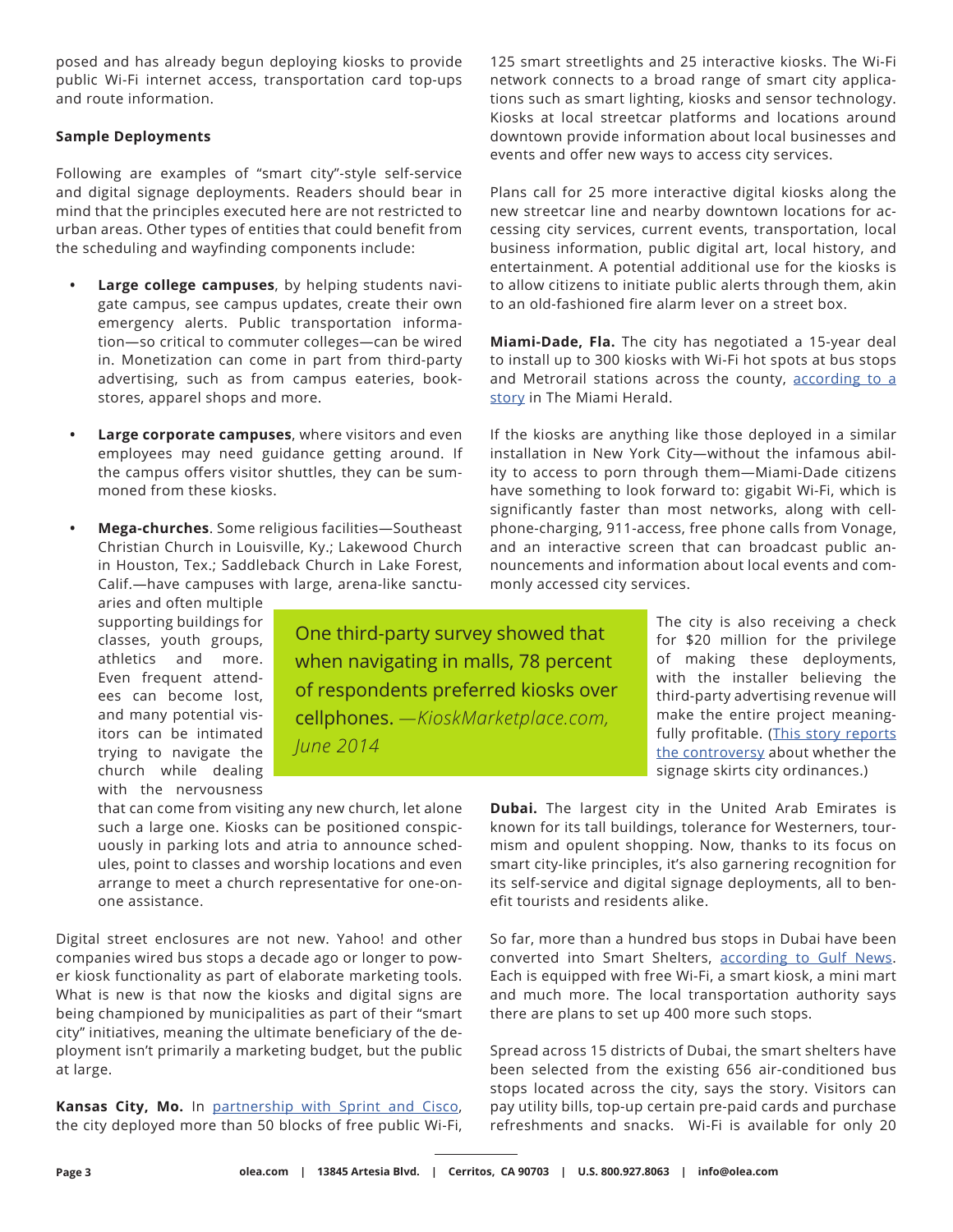posed and has already begun deploying kiosks to provide public Wi-Fi internet access, transportation card top-ups and route information.

**Sample Deployments**

Following are examples of "smart city"-style self-service and digital signage deployments. Readers should bear in mind that the principles executed here are not restricted to urban areas. Other types of entities that could benefit from the scheduling and wayfinding components include:

- **Large college campuses**, by helping students navigate campus, see campus updates, create their own emergency alerts. Public transportation information—so critical to commuter colleges—can be wired in. Monetization can come in part from third-party advertising, such as from campus eateries, bookstores, apparel shops and more.
- **Large corporate campuses**, where visitors and even employees may need guidance getting around. If the campus offers visitor shuttles, they can be summoned from these kiosks.
- **Mega-churches**. Some religious facilities—Southeast Christian Church in Louisville, Ky.; Lakewood Church in Houston, Tex.; Saddleback Church in Lake Forest, Calif.—have campuses with large, arena-like sanctuaries and often multiple supporting buildings for classes, youth groups, athletics and more. Even frequent attendees can become lost, and many potential visitors can be intimated trying to navigate the church while dealing with the nervousness that can come from visiting any new church, let alone such a large one. Kiosks can be positioned conspicuously in parking lots and atria to announce schedules, point to classes and worship locations and even arrange to meet a church representative for one-on-one assistance.

> One third-party survey showed that when navigating in malls, 78 percent of respondents preferred kiosks over cellphones. *—KioskMarketplace.com, June 2014*

Digital street enclosures are not new. Yahoo! and other companies wired bus stops a decade ago or longer to power kiosk functionality as part of elaborate marketing tools. What is new is that now the kiosks and digital signs are being championed by municipalities as part of their "smart city" initiatives, meaning the ultimate beneficiary of the deployment isn't primarily a marketing budget, but the public at large.

**Kansas City, Mo.** In partnership with Sprint and Cisco, the city deployed more than 50 blocks of free public Wi-Fi, 125 smart streetlights and 25 interactive kiosks. The Wi-Fi network connects to a broad range of smart city applications such as smart lighting, kiosks and sensor technology. Kiosks at local streetcar platforms and locations around downtown provide information about local businesses and events and offer new ways to access city services.

Plans call for 25 more interactive digital kiosks along the new streetcar line and nearby downtown locations for accessing city services, current events, transportation, local business information, public digital art, local history, and entertainment. A potential additional use for the kiosks is to allow citizens to initiate public alerts through them, akin to an old-fashioned fire alarm lever on a street box.

**Miami-Dade, Fla.** The city has negotiated a 15-year deal to install up to 300 kiosks with Wi-Fi hot spots at bus stops and Metrorail stations across the county, according to a story in The Miami Herald.

If the kiosks are anything like those deployed in a similar installation in New York City—without the infamous ability to access to porn through them—Miami-Dade citizens have something to look forward to: gigabit Wi-Fi, which is significantly faster than most networks, along with cellphone-charging, 911-access, free phone calls from Vonage, and an interactive screen that can broadcast public announcements and information about local events and commonly accessed city services.

The city is also receiving a check for $20 million for the privilege of making these deployments, with the installer believing the third-party advertising revenue will make the entire project meaningfully profitable. (This story reports the controversy about whether the signage skirts city ordinances.)

**Dubai.** The largest city in the United Arab Emirates is known for its tall buildings, tolerance for Westerners, tourism and opulent shopping. Now, thanks to its focus on smart city-like principles, it's also garnering recognition for its self-service and digital signage deployments, all to benefit tourists and residents alike.

So far, more than a hundred bus stops in Dubai have been converted into Smart Shelters, according to Gulf News. Each is equipped with free Wi-Fi, a smart kiosk, a mini mart and much more. The local transportation authority says there are plans to set up 400 more such stops.

Spread across 15 districts of Dubai, the smart shelters have been selected from the existing 656 air-conditioned bus stops located across the city, says the story. Visitors can pay utility bills, top-up certain pre-paid cards and purchase refreshments and snacks. Wi-Fi is available for only 20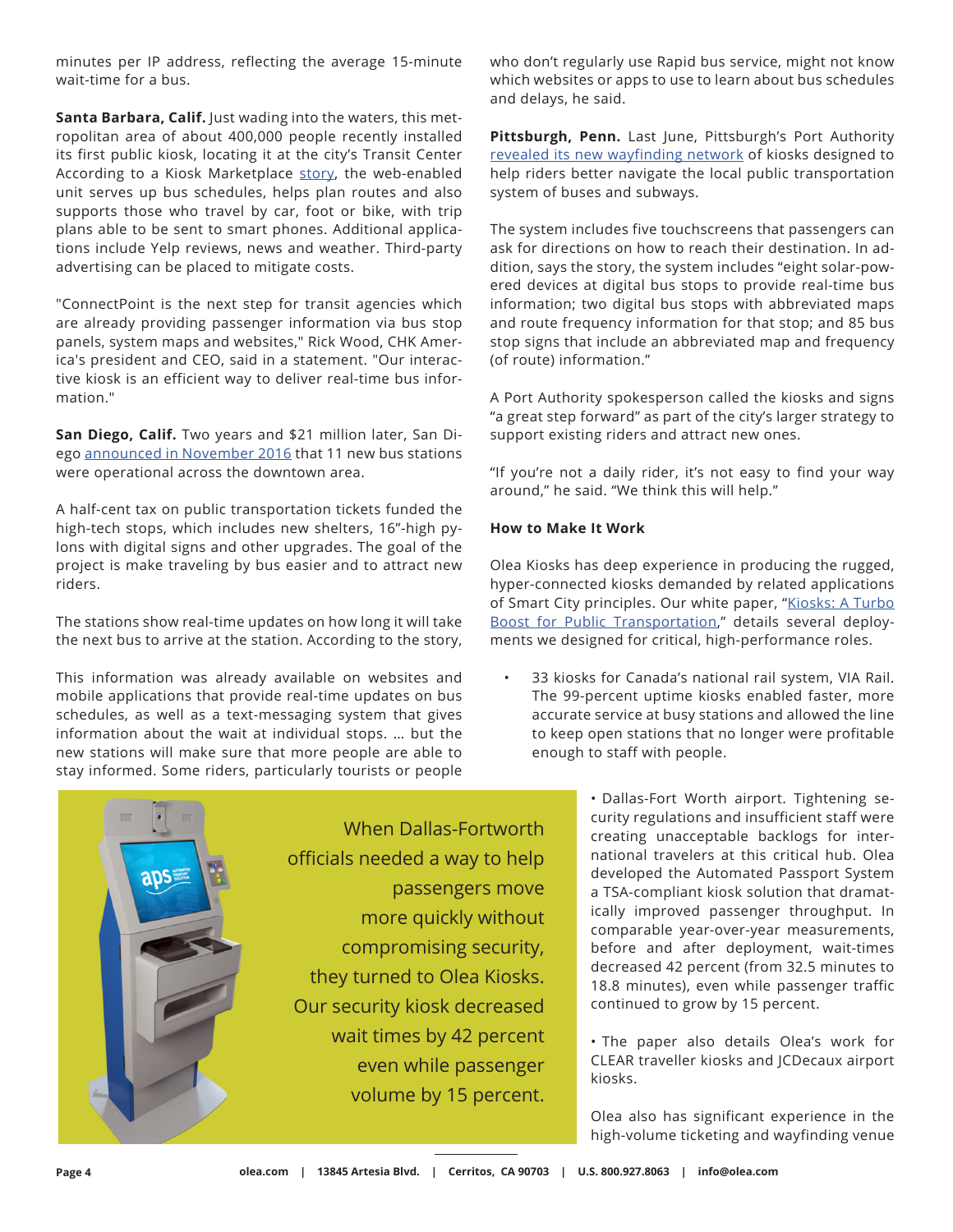minutes per IP address, reflecting the average 15-minute wait-time for a bus.

**Santa Barbara, Calif.** Just wading into the waters, this metropolitan area of about 400,000 people recently installed its first public kiosk, locating it at the city's Transit Center According to a Kiosk Marketplace story, the web-enabled unit serves up bus schedules, helps plan routes and also supports those who travel by car, foot or bike, with trip plans able to be sent to smart phones. Additional applications include Yelp reviews, news and weather. Third-party advertising can be placed to mitigate costs.

"ConnectPoint is the next step for transit agencies which are already providing passenger information via bus stop panels, system maps and websites," Rick Wood, CHK America's president and CEO, said in a statement. "Our interactive kiosk is an efficient way to deliver real-time bus information."

**San Diego, Calif.** Two years and $21 million later, San Diego announced in November 2016 that 11 new bus stations were operational across the downtown area.

A half-cent tax on public transportation tickets funded the high-tech stops, which includes new shelters, 16"-high pylons with digital signs and other upgrades. The goal of the project is make traveling by bus easier and to attract new riders.

The stations show real-time updates on how long it will take the next bus to arrive at the station. According to the story,

This information was already available on websites and mobile applications that provide real-time updates on bus schedules, as well as a text-messaging system that gives information about the wait at individual stops. … but the new stations will make sure that more people are able to stay informed. Some riders, particularly tourists or people who don't regularly use Rapid bus service, might not know which websites or apps to use to learn about bus schedules and delays, he said.

**Pittsburgh, Penn.** Last June, Pittsburgh's Port Authority revealed its new wayfinding network of kiosks designed to help riders better navigate the local public transportation system of buses and subways.

The system includes five touchscreens that passengers can ask for directions on how to reach their destination. In addition, says the story, the system includes "eight solar-powered devices at digital bus stops to provide real-time bus information; two digital bus stops with abbreviated maps and route frequency information for that stop; and 85 bus stop signs that include an abbreviated map and frequency (of route) information."

A Port Authority spokesperson called the kiosks and signs "a great step forward" as part of the city's larger strategy to support existing riders and attract new ones.

"If you're not a daily rider, it's not easy to find your way around," he said. "We think this will help."

**How to Make It Work**

Olea Kiosks has deep experience in producing the rugged, hyper-connected kiosks demanded by related applications of Smart City principles. Our white paper, "Kiosks: A Turbo Boost for Public Transportation," details several deployments we designed for critical, high-performance roles.

- 33 kiosks for Canada's national rail system, VIA Rail. The 99-percent uptime kiosks enabled faster, more accurate service at busy stations and allowed the line to keep open stations that no longer were profitable enough to staff with people.
- Dallas-Fort Worth airport. Tightening security regulations and insufficient staff were creating unacceptable backlogs for international travelers at this critical hub. Olea developed the Automated Passport System a TSA-compliant kiosk solution that dramatically improved passenger throughput. In comparable year-over-year measurements, before and after deployment, wait-times decreased 42 percent (from 32.5 minutes to 18.8 minutes), even while passenger traffic continued to grow by 15 percent.
- The paper also details Olea's work for CLEAR traveller kiosks and JCDecaux airport kiosks.

When Dallas-Fortworth officials needed a way to help passengers move more quickly without compromising security, they turned to Olea Kiosks. Our security kiosk decreased wait times by 42 percent even while passenger volume by 15 percent.

Olea also has significant experience in the high-volume ticketing and wayfinding venue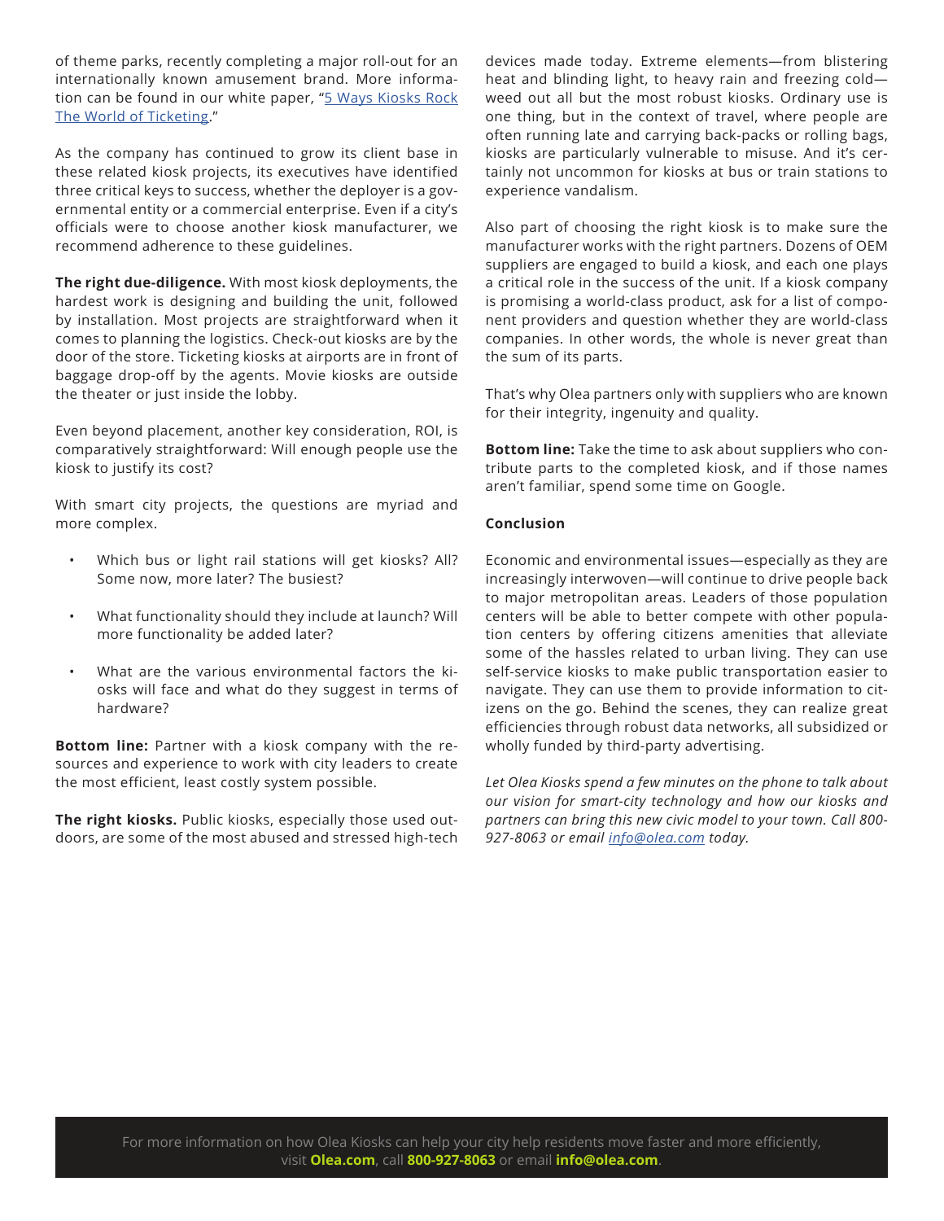of theme parks, recently completing a major roll-out for an internationally known amusement brand. More information can be found in our white paper, "[5 Ways Kiosks Rock The World of Ticketing](5 Ways Kiosks Rock The World of Ticketing)."

As the company has continued to grow its client base in these related kiosk projects, its executives have identified three critical keys to success, whether the deployer is a governmental entity or a commercial enterprise. Even if a city's officials were to choose another kiosk manufacturer, we recommend adherence to these guidelines.

**The right due-diligence.** With most kiosk deployments, the hardest work is designing and building the unit, followed by installation. Most projects are straightforward when it comes to planning the logistics. Check-out kiosks are by the door of the store. Ticketing kiosks at airports are in front of baggage drop-off by the agents. Movie kiosks are outside the theater or just inside the lobby.

Even beyond placement, another key consideration, ROI, is comparatively straightforward: Will enough people use the kiosk to justify its cost?

With smart city projects, the questions are myriad and more complex.

- Which bus or light rail stations will get kiosks? All? Some now, more later? The busiest?
- What functionality should they include at launch? Will more functionality be added later?
- What are the various environmental factors the kiosks will face and what do they suggest in terms of hardware?

**Bottom line:** Partner with a kiosk company with the resources and experience to work with city leaders to create the most efficient, least costly system possible.

**The right kiosks.** Public kiosks, especially those used outdoors, are some of the most abused and stressed high-tech devices made today. Extreme elements—from blistering heat and blinding light, to heavy rain and freezing cold—weed out all but the most robust kiosks. Ordinary use is one thing, but in the context of travel, where people are often running late and carrying back-packs or rolling bags, kiosks are particularly vulnerable to misuse. And it's certainly not uncommon for kiosks at bus or train stations to experience vandalism.

Also part of choosing the right kiosk is to make sure the manufacturer works with the right partners. Dozens of OEM suppliers are engaged to build a kiosk, and each one plays a critical role in the success of the unit. If a kiosk company is promising a world-class product, ask for a list of component providers and question whether they are world-class companies. In other words, the whole is never great than the sum of its parts.

That's why Olea partners only with suppliers who are known for their integrity, ingenuity and quality.

**Bottom line:** Take the time to ask about suppliers who contribute parts to the completed kiosk, and if those names aren't familiar, spend some time on Google.

**Conclusion**

Economic and environmental issues—especially as they are increasingly interwoven—will continue to drive people back to major metropolitan areas. Leaders of those population centers will be able to better compete with other population centers by offering citizens amenities that alleviate some of the hassles related to urban living. They can use self-service kiosks to make public transportation easier to navigate. They can use them to provide information to citizens on the go. Behind the scenes, they can realize great efficiencies through robust data networks, all subsidized or wholly funded by third-party advertising.

*Let Olea Kiosks spend a few minutes on the phone to talk about our vision for smart-city technology and how our kiosks and partners can bring this new civic model to your town. Call 800-927-8063 or email [info@olea.com](mailto:info@olea.com) today.*

For more information on how Olea Kiosks can help your city help residents move faster and more efficiently, visit **Olea.com**, call **800-927-8063** or email **info@olea.com**.